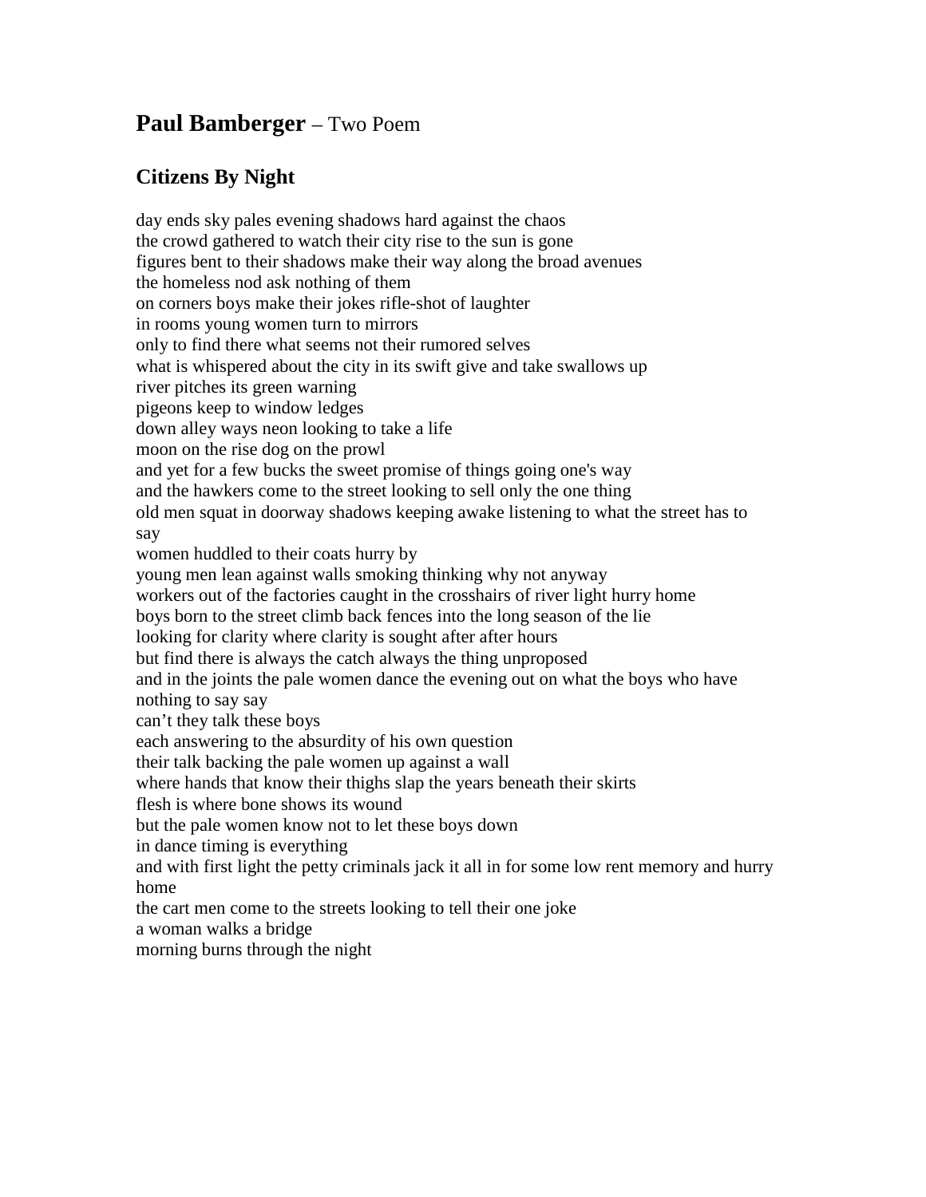## **Paul Bamberger** – Two Poem

### Citizens By Night

day ends sky pales evening shadows hard against the chaos  
the crowd gathered to watch their city rise to the sun is gone  
figures bent to their shadows make their way along the broad avenues  
the homeless nod ask nothing of them  
on corners boys make their jokes rifle-shot of laughter  
in rooms young women turn to mirrors  
only to find there what seems not their rumored selves  
what is whispered about the city in its swift give and take swallows up  
river pitches its green warning  
pigeons keep to window ledges  
down alley ways neon looking to take a life  
moon on the rise dog on the prowl  
and yet for a few bucks the sweet promise of things going one's way  
and the hawkers come to the street looking to sell only the one thing  
old men squat in doorway shadows keeping awake listening to what the street has to say  
women huddled to their coats hurry by  
young men lean against walls smoking thinking why not anyway  
workers out of the factories caught in the crosshairs of river light hurry home  
boys born to the street climb back fences into the long season of the lie  
looking for clarity where clarity is sought after after hours  
but find there is always the catch always the thing unproposed  
and in the joints the pale women dance the evening out on what the boys who have nothing to say say  
can't they talk these boys  
each answering to the absurdity of his own question  
their talk backing the pale women up against a wall  
where hands that know their thighs slap the years beneath their skirts  
flesh is where bone shows its wound  
but the pale women know not to let these boys down  
in dance timing is everything  
and with first light the petty criminals jack it all in for some low rent memory and hurry home  
the cart men come to the streets looking to tell their one joke  
a woman walks a bridge  
morning burns through the night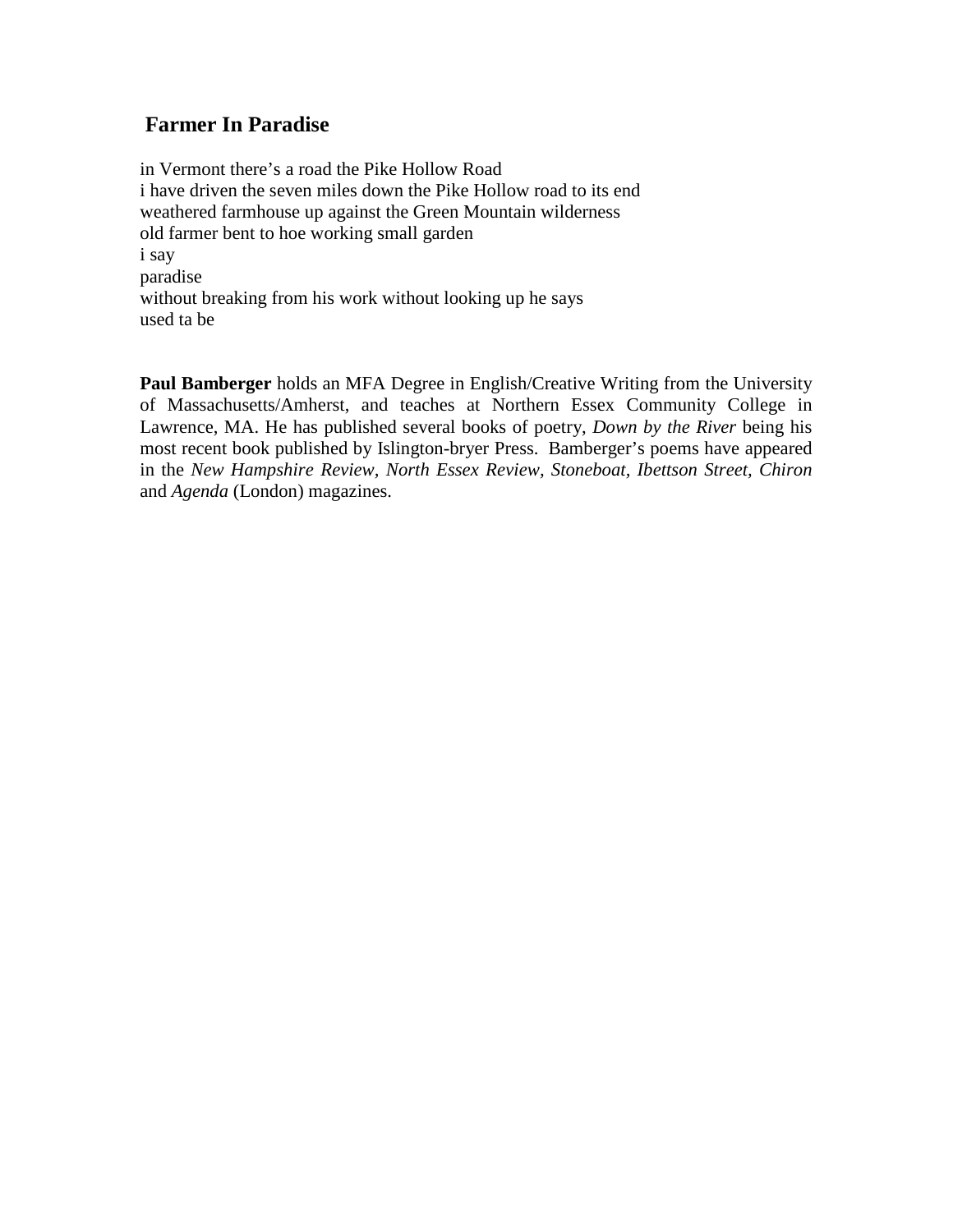## Farmer In Paradise

in Vermont there's a road the Pike Hollow Road  
i have driven the seven miles down the Pike Hollow road to its end  
weathered farmhouse up against the Green Mountain wilderness  
old farmer bent to hoe working small garden  
i say  
paradise  
without breaking from his work without looking up he says  
used ta be

**Paul Bamberger** holds an MFA Degree in English/Creative Writing from the University of Massachusetts/Amherst, and teaches at Northern Essex Community College in Lawrence, MA. He has published several books of poetry, *Down by the River* being his most recent book published by Islington-bryer Press. Bamberger's poems have appeared in the *New Hampshire Review, North Essex Review, Stoneboat, Ibettson Street, Chiron* and *Agenda* (London) magazines.